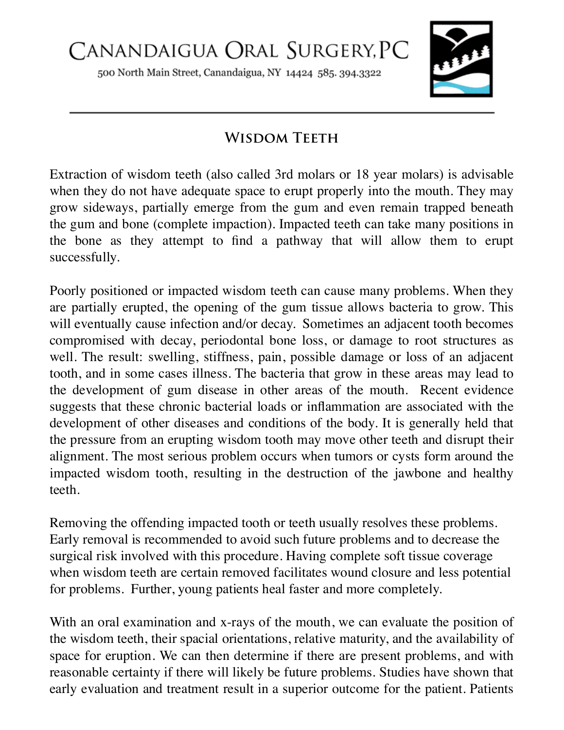# Canandaigua Oral Surgery, PC

500 North Main Street, Canandaigua, NY 14424 585. 394.3322

## Wisdom Teeth

Extraction of wisdom teeth (also called 3rd molars or 18 year molars) is advisable when they do not have adequate space to erupt properly into the mouth. They may grow sideways, partially emerge from the gum and even remain trapped beneath the gum and bone (complete impaction). Impacted teeth can take many positions in the bone as they attempt to find a pathway that will allow them to erupt successfully.

Poorly positioned or impacted wisdom teeth can cause many problems. When they are partially erupted, the opening of the gum tissue allows bacteria to grow. This will eventually cause infection and/or decay. Sometimes an adjacent tooth becomes compromised with decay, periodontal bone loss, or damage to root structures as well. The result: swelling, stiffness, pain, possible damage or loss of an adjacent tooth, and in some cases illness. The bacteria that grow in these areas may lead to the development of gum disease in other areas of the mouth. Recent evidence suggests that these chronic bacterial loads or inflammation are associated with the development of other diseases and conditions of the body. It is generally held that the pressure from an erupting wisdom tooth may move other teeth and disrupt their alignment. The most serious problem occurs when tumors or cysts form around the impacted wisdom tooth, resulting in the destruction of the jawbone and healthy teeth.

Removing the offending impacted tooth or teeth usually resolves these problems. Early removal is recommended to avoid such future problems and to decrease the surgical risk involved with this procedure. Having complete soft tissue coverage when wisdom teeth are certain removed facilitates wound closure and less potential for problems. Further, young patients heal faster and more completely.

With an oral examination and x-rays of the mouth, we can evaluate the position of the wisdom teeth, their spacial orientations, relative maturity, and the availability of space for eruption. We can then determine if there are present problems, and with reasonable certainty if there will likely be future problems. Studies have shown that early evaluation and treatment result in a superior outcome for the patient. Patients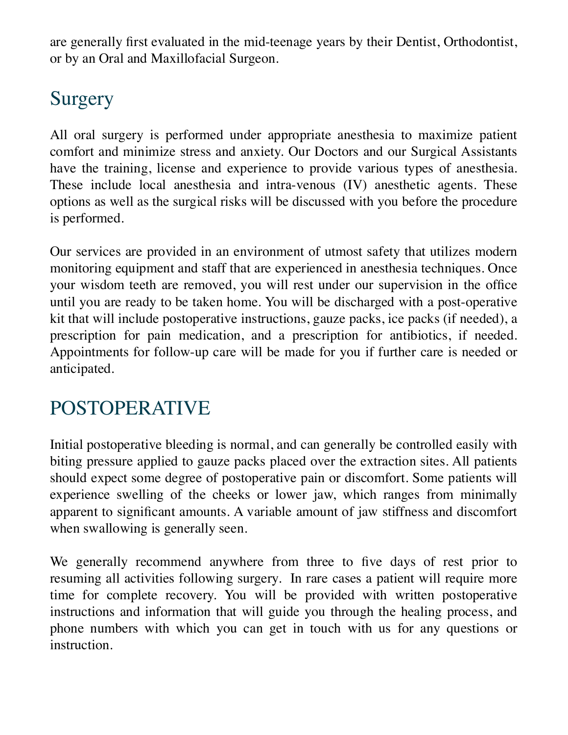are generally first evaluated in the mid-teenage years by their Dentist, Orthodontist, or by an Oral and Maxillofacial Surgeon.

## Surgery

All oral surgery is performed under appropriate anesthesia to maximize patient comfort and minimize stress and anxiety. Our Doctors and our Surgical Assistants have the training, license and experience to provide various types of anesthesia. These include local anesthesia and intra-venous (IV) anesthetic agents. These options as well as the surgical risks will be discussed with you before the procedure is performed.

Our services are provided in an environment of utmost safety that utilizes modern monitoring equipment and staff that are experienced in anesthesia techniques. Once your wisdom teeth are removed, you will rest under our supervision in the office until you are ready to be taken home. You will be discharged with a post-operative kit that will include postoperative instructions, gauze packs, ice packs (if needed), a prescription for pain medication, and a prescription for antibiotics, if needed. Appointments for follow-up care will be made for you if further care is needed or anticipated.

## POSTOPERATIVE

Initial postoperative bleeding is normal, and can generally be controlled easily with biting pressure applied to gauze packs placed over the extraction sites. All patients should expect some degree of postoperative pain or discomfort. Some patients will experience swelling of the cheeks or lower jaw, which ranges from minimally apparent to significant amounts. A variable amount of jaw stiffness and discomfort when swallowing is generally seen.

We generally recommend anywhere from three to five days of rest prior to resuming all activities following surgery. In rare cases a patient will require more time for complete recovery. You will be provided with written postoperative instructions and information that will guide you through the healing process, and phone numbers with which you can get in touch with us for any questions or instruction.